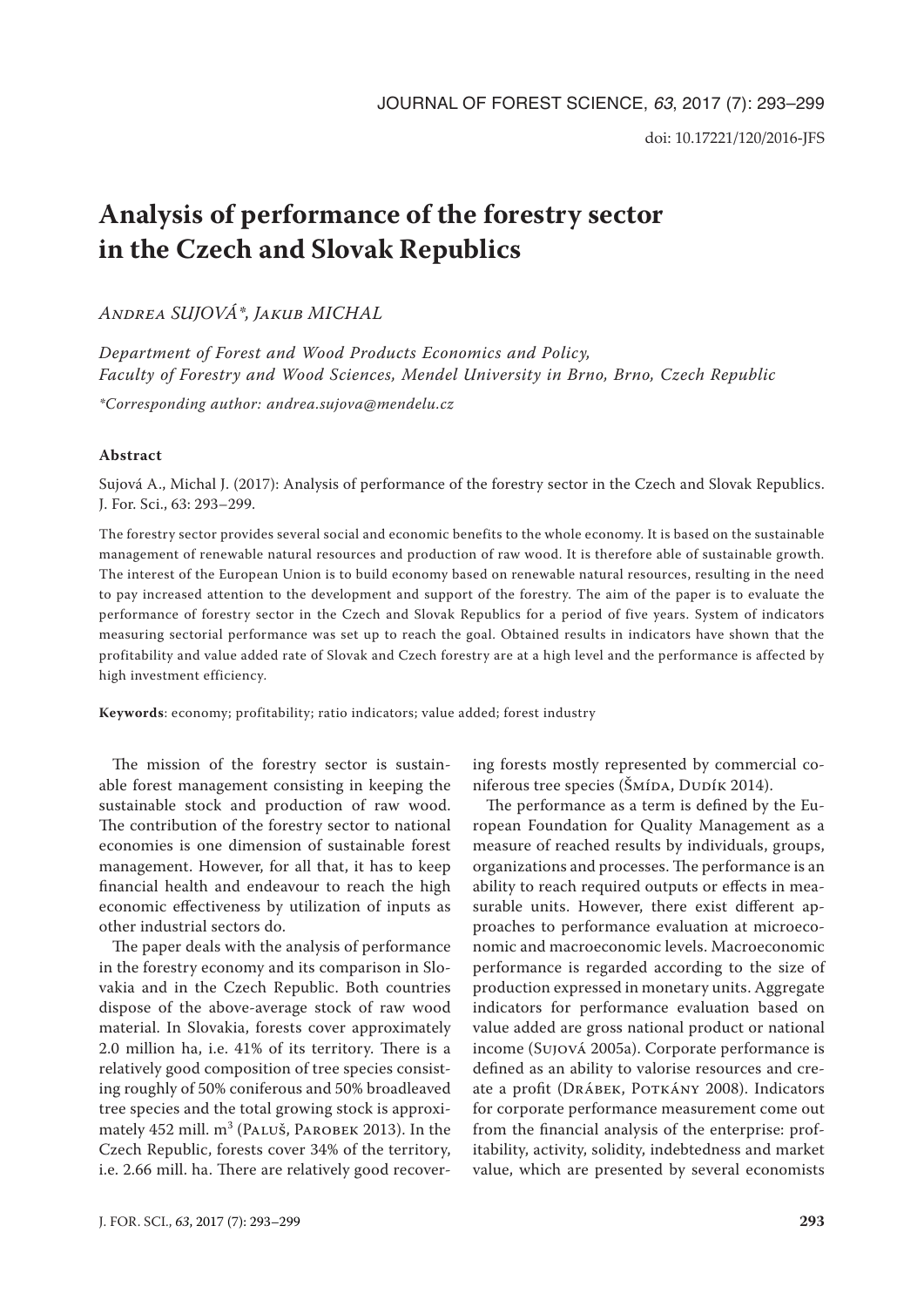# Analysis of performance of the forestry sector in the Czech and Slovak Republics

*Andrea SUJOVÁ\*, Jakub MICHAL*

*Department of Forest and Wood Products Economics and Policy, Faculty of Forestry and Wood Sciences, Mendel University in Brno, Brno, Czech Republic*

*\*Corresponding author: andrea.sujova@mendelu.cz*

**Abstract**

Sujová A., Michal J. (2017): Analysis of performance of the forestry sector in the Czech and Slovak Republics. J. For. Sci., 63: 293–299.

The forestry sector provides several social and economic benefits to the whole economy. It is based on the sustainable management of renewable natural resources and production of raw wood. It is therefore able of sustainable growth. The interest of the European Union is to build economy based on renewable natural resources, resulting in the need to pay increased attention to the development and support of the forestry. The aim of the paper is to evaluate the performance of forestry sector in the Czech and Slovak Republics for a period of five years. System of indicators measuring sectorial performance was set up to reach the goal. Obtained results in indicators have shown that the profitability and value added rate of Slovak and Czech forestry are at a high level and the performance is affected by high investment efficiency.

**Keywords**: economy; profitability; ratio indicators; value added; forest industry

The mission of the forestry sector is sustainable forest management consisting in keeping the sustainable stock and production of raw wood. The contribution of the forestry sector to national economies is one dimension of sustainable forest management. However, for all that, it has to keep financial health and endeavour to reach the high economic effectiveness by utilization of inputs as other industrial sectors do.

The paper deals with the analysis of performance in the forestry economy and its comparison in Slovakia and in the Czech Republic. Both countries dispose of the above-average stock of raw wood material. In Slovakia, forests cover approximately 2.0 million ha, i.e. 41% of its territory. There is a relatively good composition of tree species consisting roughly of 50% coniferous and 50% broadleaved tree species and the total growing stock is approximately 452 mill. $m^3$ (Paluš, Parobek 2013). In the Czech Republic, forests cover 34% of the territory, i.e. 2.66 mill. ha. There are relatively good recovering forests mostly represented by commercial coniferous tree species (Šmída, Dudík 2014).

The performance as a term is defined by the European Foundation for Quality Management as a measure of reached results by individuals, groups, organizations and processes. The performance is an ability to reach required outputs or effects in measurable units. However, there exist different approaches to performance evaluation at microeconomic and macroeconomic levels. Macroeconomic performance is regarded according to the size of production expressed in monetary units. Aggregate indicators for performance evaluation based on value added are gross national product or national income (Sujová 2005a). Corporate performance is defined as an ability to valorise resources and create a profit (Drábek, Potkány 2008). Indicators for corporate performance measurement come out from the financial analysis of the enterprise: profitability, activity, solidity, indebtedness and market value, which are presented by several economists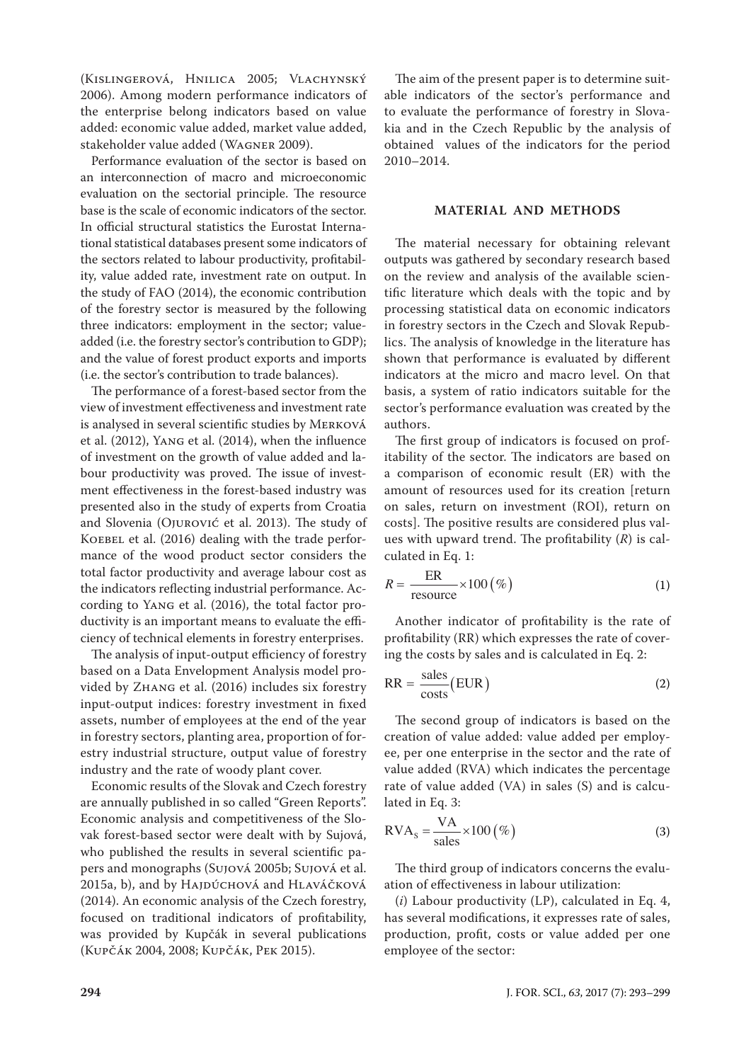(Kislingerová, Hnilica 2005; Vlachynský 2006). Among modern performance indicators of the enterprise belong indicators based on value added: economic value added, market value added, stakeholder value added (Wagner 2009).

Performance evaluation of the sector is based on an interconnection of macro and microeconomic evaluation on the sectorial principle. The resource base is the scale of economic indicators of the sector. In official structural statistics the Eurostat International statistical databases present some indicators of the sectors related to labour productivity, profitability, value added rate, investment rate on output. In the study of FAO (2014), the economic contribution of the forestry sector is measured by the following three indicators: employment in the sector; value-added (i.e. the forestry sector's contribution to GDP); and the value of forest product exports and imports (i.e. the sector's contribution to trade balances).

The performance of a forest-based sector from the view of investment effectiveness and investment rate is analysed in several scientific studies by Merková et al. (2012), Yang et al. (2014), when the influence of investment on the growth of value added and labour productivity was proved. The issue of investment effectiveness in the forest-based industry was presented also in the study of experts from Croatia and Slovenia (Ojurović et al. 2013). The study of Koebel et al. (2016) dealing with the trade performance of the wood product sector considers the total factor productivity and average labour cost as the indicators reflecting industrial performance. According to Yang et al. (2016), the total factor productivity is an important means to evaluate the efficiency of technical elements in forestry enterprises.

The analysis of input-output efficiency of forestry based on a Data Envelopment Analysis model provided by Zhang et al. (2016) includes six forestry input-output indices: forestry investment in fixed assets, number of employees at the end of the year in forestry sectors, planting area, proportion of forestry industrial structure, output value of forestry industry and the rate of woody plant cover.

Economic results of the Slovak and Czech forestry are annually published in so called "Green Reports". Economic analysis and competitiveness of the Slovak forest-based sector were dealt with by Sujová, who published the results in several scientific papers and monographs (Sujová 2005b; Sujová et al. 2015a, b), and by Hajdúchová and Hlaváčková (2014). An economic analysis of the Czech forestry, focused on traditional indicators of profitability, was provided by Kupčák in several publications (Kupčák 2004, 2008; Kupčák, Pek 2015).

The aim of the present paper is to determine suitable indicators of the sector's performance and to evaluate the performance of forestry in Slovakia and in the Czech Republic by the analysis of obtained values of the indicators for the period 2010–2014.

## MATERIAL AND METHODS

The material necessary for obtaining relevant outputs was gathered by secondary research based on the review and analysis of the available scientific literature which deals with the topic and by processing statistical data on economic indicators in forestry sectors in the Czech and Slovak Republics. The analysis of knowledge in the literature has shown that performance is evaluated by different indicators at the micro and macro level. On that basis, a system of ratio indicators suitable for the sector's performance evaluation was created by the authors.

The first group of indicators is focused on profitability of the sector. The indicators are based on a comparison of economic result (ER) with the amount of resources used for its creation [return on sales, return on investment (ROI), return on costs]. The positive results are considered plus values with upward trend. The profitability ($R$) is calculated in Eq. 1:

$$R = \frac{\text{ER}}{\text{resource}} \times 100\,(\%) \tag{1}$$

Another indicator of profitability is the rate of profitability (RR) which expresses the rate of covering the costs by sales and is calculated in Eq. 2:

$$\text{RR} = \frac{\text{sales}}{\text{costs}}(\text{EUR}) \tag{2}$$

The second group of indicators is based on the creation of value added: value added per employee, per one enterprise in the sector and the rate of value added (RVA) which indicates the percentage rate of value added (VA) in sales (S) and is calculated in Eq. 3:

$$\text{RVA}_{\text{S}} = \frac{\text{VA}}{\text{sales}} \times 100\,(\%) \tag{3}$$

The third group of indicators concerns the evaluation of effectiveness in labour utilization:

(*i*) Labour productivity (LP), calculated in Eq. 4, has several modifications, it expresses rate of sales, production, profit, costs or value added per one employee of the sector: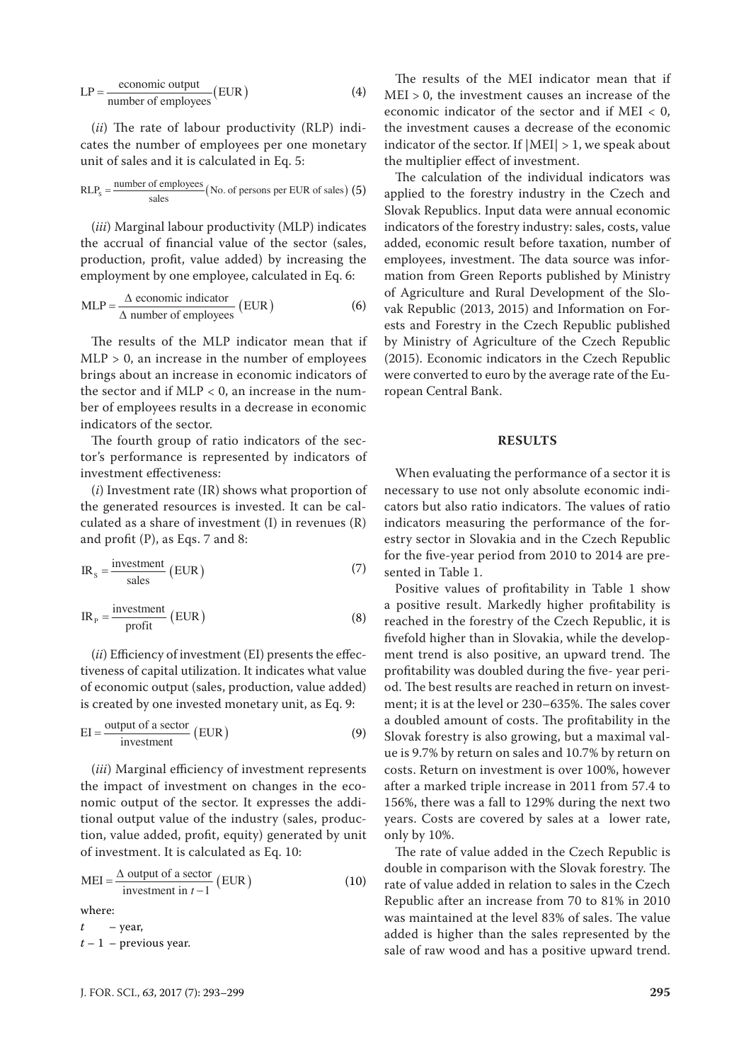$$\mathrm{LP} = \frac{\text{economic output}}{\text{number of employees}} (\mathrm{EUR}) \tag{4}$$

(*ii*) The rate of labour productivity (RLP) indicates the number of employees per one monetary unit of sales and it is calculated in Eq. 5:

$$\mathrm{RLP_S} = \frac{\text{number of employees}}{\text{sales}} (\text{No. of persons per EUR of sales}) \tag{5}$$

(*iii*) Marginal labour productivity (MLP) indicates the accrual of financial value of the sector (sales, production, profit, value added) by increasing the employment by one employee, calculated in Eq. 6:

$$\mathrm{MLP} = \frac{\Delta \text{ economic indicator}}{\Delta \text{ number of employees}} (\mathrm{EUR}) \tag{6}$$

The results of the MLP indicator mean that if $MLP > 0$, an increase in the number of employees brings about an increase in economic indicators of the sector and if $MLP < 0$, an increase in the number of employees results in a decrease in economic indicators of the sector.

The fourth group of ratio indicators of the sector's performance is represented by indicators of investment effectiveness:

(*i*) Investment rate (IR) shows what proportion of the generated resources is invested. It can be calculated as a share of investment (I) in revenues (R) and profit (P), as Eqs. 7 and 8:

$$\mathrm{IR_S} = \frac{\text{investment}}{\text{sales}} (\mathrm{EUR}) \tag{7}$$

$$\mathrm{IR_P} = \frac{\text{investment}}{\text{profit}} (\mathrm{EUR}) \tag{8}$$

(*ii*) Efficiency of investment (EI) presents the effectiveness of capital utilization. It indicates what value of economic output (sales, production, value added) is created by one invested monetary unit, as Eq. 9:

$$\mathrm{EI} = \frac{\text{output of a sector}}{\text{investment}} (\mathrm{EUR}) \tag{9}$$

(*iii*) Marginal efficiency of investment represents the impact of investment on changes in the economic output of the sector. It expresses the additional output value of the industry (sales, production, value added, profit, equity) generated by unit of investment. It is calculated as Eq. 10:

$$\mathrm{MEI} = \frac{\Delta \text{ output of a sector}}{\text{investment in } t-1} (\mathrm{EUR}) \tag{10}$$

where:

$t$ – year,

$t - 1$ – previous year.

The results of the MEI indicator mean that if $MEI > 0$, the investment causes an increase of the economic indicator of the sector and if $MEI < 0$, the investment causes a decrease of the economic indicator of the sector. If $|MEI| > 1$, we speak about the multiplier effect of investment.

The calculation of the individual indicators was applied to the forestry industry in the Czech and Slovak Republics. Input data were annual economic indicators of the forestry industry: sales, costs, value added, economic result before taxation, number of employees, investment. The data source was information from Green Reports published by Ministry of Agriculture and Rural Development of the Slovak Republic (2013, 2015) and Information on Forests and Forestry in the Czech Republic published by Ministry of Agriculture of the Czech Republic (2015). Economic indicators in the Czech Republic were converted to euro by the average rate of the European Central Bank.

## RESULTS

When evaluating the performance of a sector it is necessary to use not only absolute economic indicators but also ratio indicators. The values of ratio indicators measuring the performance of the forestry sector in Slovakia and in the Czech Republic for the five-year period from 2010 to 2014 are presented in Table 1.

Positive values of profitability in Table 1 show a positive result. Markedly higher profitability is reached in the forestry of the Czech Republic, it is fivefold higher than in Slovakia, while the development trend is also positive, an upward trend. The profitability was doubled during the five- year period. The best results are reached in return on investment; it is at the level or 230–635%. The sales cover a doubled amount of costs. The profitability in the Slovak forestry is also growing, but a maximal value is 9.7% by return on sales and 10.7% by return on costs. Return on investment is over 100%, however after a marked triple increase in 2011 from 57.4 to 156%, there was a fall to 129% during the next two years. Costs are covered by sales at a lower rate, only by 10%.

The rate of value added in the Czech Republic is double in comparison with the Slovak forestry. The rate of value added in relation to sales in the Czech Republic after an increase from 70 to 81% in 2010 was maintained at the level 83% of sales. The value added is higher than the sales represented by the sale of raw wood and has a positive upward trend.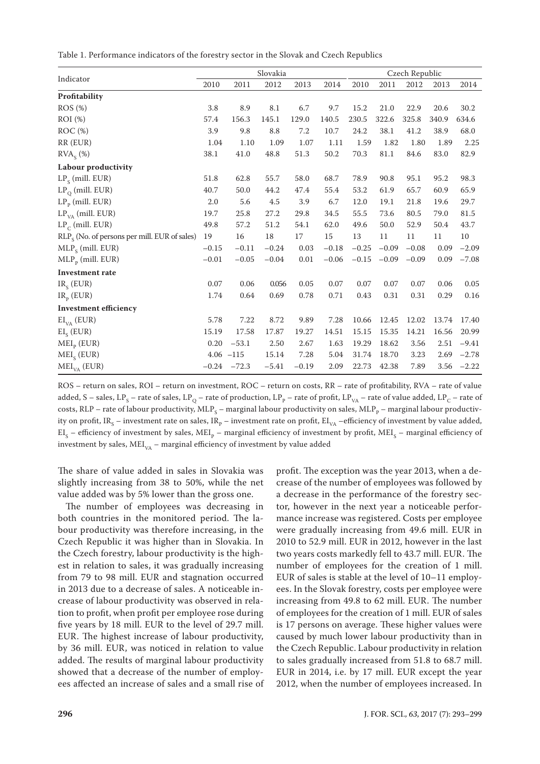Table 1. Performance indicators of the forestry sector in the Slovak and Czech Republics

| Indicator | Slovakia | | | | | Czech Republic | | | | |
|---|---|---|---|---|---|---|---|---|---|---|
| | 2010 | 2011 | 2012 | 2013 | 2014 | 2010 | 2011 | 2012 | 2013 | 2014 |
| **Profitability** | | | | | | | | | | |
| ROS (%) | 3.8 | 8.9 | 8.1 | 6.7 | 9.7 | 15.2 | 21.0 | 22.9 | 20.6 | 30.2 |
| ROI (%) | 57.4 | 156.3 | 145.1 | 129.0 | 140.5 | 230.5 | 322.6 | 325.8 | 340.9 | 634.6 |
| ROC (%) | 3.9 | 9.8 | 8.8 | 7.2 | 10.7 | 24.2 | 38.1 | 41.2 | 38.9 | 68.0 |
| RR (EUR) | 1.04 | 1.10 | 1.09 | 1.07 | 1.11 | 1.59 | 1.82 | 1.80 | 1.89 | 2.25 |
| $RVA_S$ (%) | 38.1 | 41.0 | 48.8 | 51.3 | 50.2 | 70.3 | 81.1 | 84.6 | 83.0 | 82.9 |
| **Labour productivity** | | | | | | | | | | |
| $LP_S$ (mill. EUR) | 51.8 | 62.8 | 55.7 | 58.0 | 68.7 | 78.9 | 90.8 | 95.1 | 95.2 | 98.3 |
| $LP_Q$ (mill. EUR) | 40.7 | 50.0 | 44.2 | 47.4 | 55.4 | 53.2 | 61.9 | 65.7 | 60.9 | 65.9 |
| $LP_P$ (mill. EUR) | 2.0 | 5.6 | 4.5 | 3.9 | 6.7 | 12.0 | 19.1 | 21.8 | 19.6 | 29.7 |
| $LP_{VA}$ (mill. EUR) | 19.7 | 25.8 | 27.2 | 29.8 | 34.5 | 55.5 | 73.6 | 80.5 | 79.0 | 81.5 |
| $LP_C$ (mill. EUR) | 49.8 | 57.2 | 51.2 | 54.1 | 62.0 | 49.6 | 50.0 | 52.9 | 50.4 | 43.7 |
| $RLP_S$ (No. of persons per mill. EUR of sales) | 19 | 16 | 18 | 17 | 15 | 13 | 11 | 11 | 11 | 10 |
| $MLP_S$ (mill. EUR) | −0.15 | −0.11 | −0.24 | 0.03 | −0.18 | −0.25 | −0.09 | −0.08 | 0.09 | −2.09 |
| $MLP_P$ (mill. EUR) | −0.01 | −0.05 | −0.04 | 0.01 | −0.06 | −0.15 | −0.09 | −0.09 | 0.09 | −7.08 |
| **Investment rate** | | | | | | | | | | |
| $IR_S$ (EUR) | 0.07 | 0.06 | 0.056 | 0.05 | 0.07 | 0.07 | 0.07 | 0.07 | 0.06 | 0.05 |
| $IR_P$ (EUR) | 1.74 | 0.64 | 0.69 | 0.78 | 0.71 | 0.43 | 0.31 | 0.31 | 0.29 | 0.16 |
| **Investment efficiency** | | | | | | | | | | |
| $EI_{VA}$ (EUR) | 5.78 | 7.22 | 8.72 | 9.89 | 7.28 | 10.66 | 12.45 | 12.02 | 13.74 | 17.40 |
| $EI_S$ (EUR) | 15.19 | 17.58 | 17.87 | 19.27 | 14.51 | 15.15 | 15.35 | 14.21 | 16.56 | 20.99 |
| $MEI_P$ (EUR) | 0.20 | −53.1 | 2.50 | 2.67 | 1.63 | 19.29 | 18.62 | 3.56 | 2.51 | −9.41 |
| $MEI_S$ (EUR) | 4.06 | −115 | 15.14 | 7.28 | 5.04 | 31.74 | 18.70 | 3.23 | 2.69 | −2.78 |
| $MEI_{VA}$ (EUR) | −0.24 | −72.3 | −5.41 | −0.19 | 2.09 | 22.73 | 42.38 | 7.89 | 3.56 | −2.22 |

ROS – return on sales, ROI – return on investment, ROC – return on costs, RR – rate of profitability, RVA – rate of value added, S – sales, $LP_S$ – rate of sales, $LP_Q$ – rate of production, $LP_P$ – rate of profit, $LP_{VA}$ – rate of value added, $LP_C$ – rate of costs, RLP – rate of labour productivity, $MLP_S$ – marginal labour productivity on sales, $MLP_P$ – marginal labour productivity on profit, $IR_S$ – investment rate on sales, $IR_P$ – investment rate on profit, $EI_{VA}$ –efficiency of investment by value added, $EI_S$ – efficiency of investment by sales, $MEI_P$ – marginal efficiency of investment by profit, $MEI_S$ – marginal efficiency of investment by sales, $MEI_{VA}$ – marginal efficiency of investment by value added

The share of value added in sales in Slovakia was slightly increasing from 38 to 50%, while the net value added was by 5% lower than the gross one.

The number of employees was decreasing in both countries in the monitored period. The labour productivity was therefore increasing, in the Czech Republic it was higher than in Slovakia. In the Czech forestry, labour productivity is the highest in relation to sales, it was gradually increasing from 79 to 98 mill. EUR and stagnation occurred in 2013 due to a decrease of sales. A noticeable increase of labour productivity was observed in relation to profit, when profit per employee rose during five years by 18 mill. EUR to the level of 29.7 mill. EUR. The highest increase of labour productivity, by 36 mill. EUR, was noticed in relation to value added. The results of marginal labour productivity showed that a decrease of the number of employees affected an increase of sales and a small rise of profit. The exception was the year 2013, when a decrease of the number of employees was followed by a decrease in the performance of the forestry sector, however in the next year a noticeable performance increase was registered. Costs per employee were gradually increasing from 49.6 mill. EUR in 2010 to 52.9 mill. EUR in 2012, however in the last two years costs markedly fell to 43.7 mill. EUR. The number of employees for the creation of 1 mill. EUR of sales is stable at the level of 10–11 employees. In the Slovak forestry, costs per employee were increasing from 49.8 to 62 mill. EUR. The number of employees for the creation of 1 mill. EUR of sales is 17 persons on average. These higher values were caused by much lower labour productivity than in the Czech Republic. Labour productivity in relation to sales gradually increased from 51.8 to 68.7 mill. EUR in 2014, i.e. by 17 mill. EUR except the year 2012, when the number of employees increased. In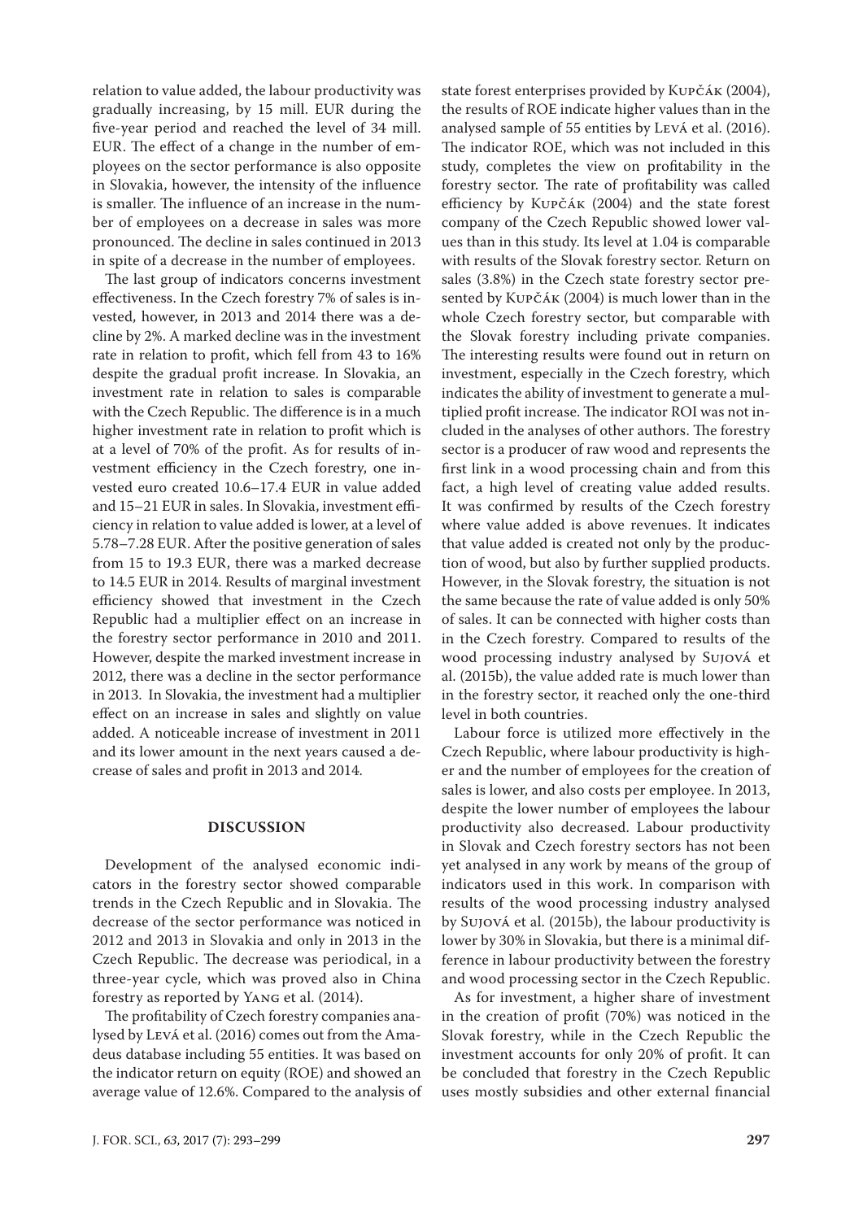relation to value added, the labour productivity was gradually increasing, by 15 mill. EUR during the five-year period and reached the level of 34 mill. EUR. The effect of a change in the number of employees on the sector performance is also opposite in Slovakia, however, the intensity of the influence is smaller. The influence of an increase in the number of employees on a decrease in sales was more pronounced. The decline in sales continued in 2013 in spite of a decrease in the number of employees.

The last group of indicators concerns investment effectiveness. In the Czech forestry 7% of sales is invested, however, in 2013 and 2014 there was a decline by 2%. A marked decline was in the investment rate in relation to profit, which fell from 43 to 16% despite the gradual profit increase. In Slovakia, an investment rate in relation to sales is comparable with the Czech Republic. The difference is in a much higher investment rate in relation to profit which is at a level of 70% of the profit. As for results of investment efficiency in the Czech forestry, one invested euro created 10.6–17.4 EUR in value added and 15–21 EUR in sales. In Slovakia, investment efficiency in relation to value added is lower, at a level of 5.78–7.28 EUR. After the positive generation of sales from 15 to 19.3 EUR, there was a marked decrease to 14.5 EUR in 2014. Results of marginal investment efficiency showed that investment in the Czech Republic had a multiplier effect on an increase in the forestry sector performance in 2010 and 2011. However, despite the marked investment increase in 2012, there was a decline in the sector performance in 2013. In Slovakia, the investment had a multiplier effect on an increase in sales and slightly on value added. A noticeable increase of investment in 2011 and its lower amount in the next years caused a decrease of sales and profit in 2013 and 2014.

## DISCUSSION

Development of the analysed economic indicators in the forestry sector showed comparable trends in the Czech Republic and in Slovakia. The decrease of the sector performance was noticed in 2012 and 2013 in Slovakia and only in 2013 in the Czech Republic. The decrease was periodical, in a three-year cycle, which was proved also in China forestry as reported by Yang et al. (2014).

The profitability of Czech forestry companies analysed by Leván et al. (2016) comes out from the Amadeus database including 55 entities. It was based on the indicator return on equity (ROE) and showed an average value of 12.6%. Compared to the analysis of state forest enterprises provided by Kupčák (2004), the results of ROE indicate higher values than in the analysed sample of 55 entities by Levá et al. (2016). The indicator ROE, which was not included in this study, completes the view on profitability in the forestry sector. The rate of profitability was called efficiency by Kupčák (2004) and the state forest company of the Czech Republic showed lower values than in this study. Its level at 1.04 is comparable with results of the Slovak forestry sector. Return on sales (3.8%) in the Czech state forestry sector presented by Kupčák (2004) is much lower than in the whole Czech forestry sector, but comparable with the Slovak forestry including private companies. The interesting results were found out in return on investment, especially in the Czech forestry, which indicates the ability of investment to generate a multiplied profit increase. The indicator ROI was not included in the analyses of other authors. The forestry sector is a producer of raw wood and represents the first link in a wood processing chain and from this fact, a high level of creating value added results. It was confirmed by results of the Czech forestry where value added is above revenues. It indicates that value added is created not only by the production of wood, but also by further supplied products. However, in the Slovak forestry, the situation is not the same because the rate of value added is only 50% of sales. It can be connected with higher costs than in the Czech forestry. Compared to results of the wood processing industry analysed by Sujová et al. (2015b), the value added rate is much lower than in the forestry sector, it reached only the one-third level in both countries.

Labour force is utilized more effectively in the Czech Republic, where labour productivity is higher and the number of employees for the creation of sales is lower, and also costs per employee. In 2013, despite the lower number of employees the labour productivity also decreased. Labour productivity in Slovak and Czech forestry sectors has not been yet analysed in any work by means of the group of indicators used in this work. In comparison with results of the wood processing industry analysed by Sujová et al. (2015b), the labour productivity is lower by 30% in Slovakia, but there is a minimal difference in labour productivity between the forestry and wood processing sector in the Czech Republic.

As for investment, a higher share of investment in the creation of profit (70%) was noticed in the Slovak forestry, while in the Czech Republic the investment accounts for only 20% of profit. It can be concluded that forestry in the Czech Republic uses mostly subsidies and other external financial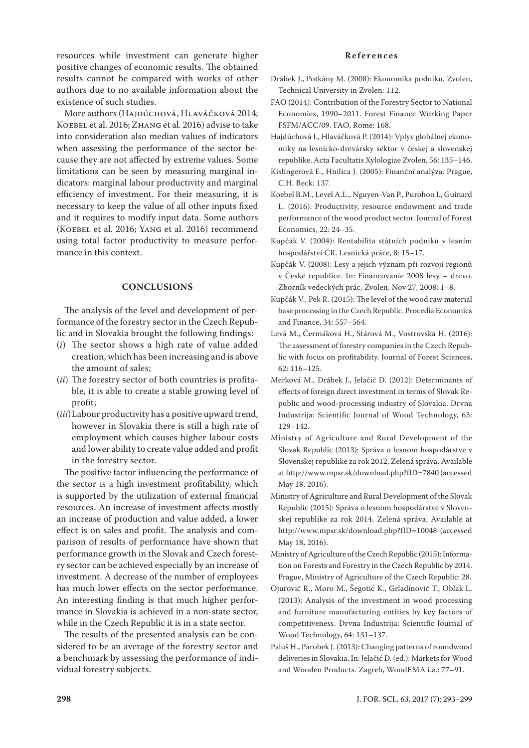resources while investment can generate higher positive changes of economic results. The obtained results cannot be compared with works of other authors due to no available information about the existence of such studies.

More authors (Hajdúchová, Hlaváčková 2014; Koebel et al. 2016; Zhang et al. 2016) advise to take into consideration also median values of indicators when assessing the performance of the sector because they are not affected by extreme values. Some limitations can be seen by measuring marginal indicators: marginal labour productivity and marginal efficiency of investment. For their measuring, it is necessary to keep the value of all other inputs fixed and it requires to modify input data. Some authors (Koebel et al. 2016; Yang et al. 2016) recommend using total factor productivity to measure performance in this context.

## CONCLUSIONS

The analysis of the level and development of performance of the forestry sector in the Czech Republic and in Slovakia brought the following findings:

(*i*) The sector shows a high rate of value added creation, which has been increasing and is above the amount of sales;

(*ii*) The forestry sector of both countries is profitable, it is able to create a stable growing level of profit;

(*iii*) Labour productivity has a positive upward trend, however in Slovakia there is still a high rate of employment which causes higher labour costs and lower ability to create value added and profit in the forestry sector.

The positive factor influencing the performance of the sector is a high investment profitability, which is supported by the utilization of external financial resources. An increase of investment affects mostly an increase of production and value added, a lower effect is on sales and profit. The analysis and comparison of results of performance have shown that performance growth in the Slovak and Czech forestry sector can be achieved especially by an increase of investment. A decrease of the number of employees has much lower effects on the sector performance. An interesting finding is that much higher performance in Slovakia is achieved in a non-state sector, while in the Czech Republic it is in a state sector.

The results of the presented analysis can be considered to be an average of the forestry sector and a benchmark by assessing the performance of individual forestry subjects.

## References

Drábek J., Potkány M. (2008): Ekonomika podniku. Zvolen, Technical University in Zvolen: 112.

FAO (2014): Contribution of the Forestry Sector to National Economies, 1990–2011. Forest Finance Working Paper FSFM/ACC/09. FAO, Rome: 168.

Hajdúchová I., Hlaváčková P. (2014): Vplyv globálnej ekonomiky na lesnícko-drevársky sektor v českej a slovenskej republike. Acta Facultatis Xylologiae Zvolen, 56: 135–146.

Kislingerová E., Hnilica J. (2005): Finanční analýza. Prague, C.H. Beck: 137.

Koebel B.M., Level A.L., Nguyen-Van P., Purohoo I., Guinard L. (2016): Productivity, resource endowment and trade performance of the wood product sector. Journal of Forest Economics, 22: 24–35.

Kupčák V. (2004): Rentabilita státních podniků v lesním hospodářství ČR. Lesnická práce, 8: 15–17.

Kupčák V. (2008): Lesy a jejich význam při rozvoji regionů v České republice. In: Financovanie 2008 lesy – drevo. Zborník vedeckých prác, Zvolen, Nov 27, 2008: 1–8.

Kupčák V., Pek R. (2015): The level of the wood raw material base processing in the Czech Republic. Procedia Economics and Finance, 34: 557–564.

Levá M., Čermáková H., Stárová M., Vostrovská H. (2016): The assessment of forestry companies in the Czech Republic with focus on profitability. Journal of Forest Sciences, 62: 116–125.

Merková M., Drábek J., Jelačić D. (2012): Determinants of effects of foreign direct investment in terms of Slovak Republic and wood-processing industry of Slovakia. Drvna Industrija: Scientific Journal of Wood Technology, 63: 129–142.

Ministry of Agriculture and Rural Development of the Slovak Republic (2013): Správa o lesnom hospodárstve v Slovenskej republike za rok 2012. Zelená správa. Available at http://www.mpsr.sk/download.php?fID=7840 (accessed May 18, 2016).

Ministry of Agriculture and Rural Development of the Slovak Republic (2015): Správa o lesnom hospodárstve v Slovenskej republike za rok 2014. Zelená správa. Available at http://www.mpsr.sk/download.php?fID=10048 (accessed May 18, 2016).

Ministry of Agriculture of the Czech Republic (2015): Information on Forests and Forestry in the Czech Republic by 2014. Prague, Ministry of Agriculture of the Czech Republic: 28.

Ojurović R., Moro M., Šegotić K., Grladinović T., Oblak L. (2013): Analysis of the investment in wood processing and furniture manufacturing entities by key factors of competitiveness. Drvna Industrija: Scientific Journal of Wood Technology, 64: 131–137.

Paluš H., Parobek J. (2013): Changing patterns of roundwood deliveries in Slovakia. In: Jelačić D. (ed.): Markets for Wood and Wooden Products. Zagreb, WoodEMA i.a.: 77–91.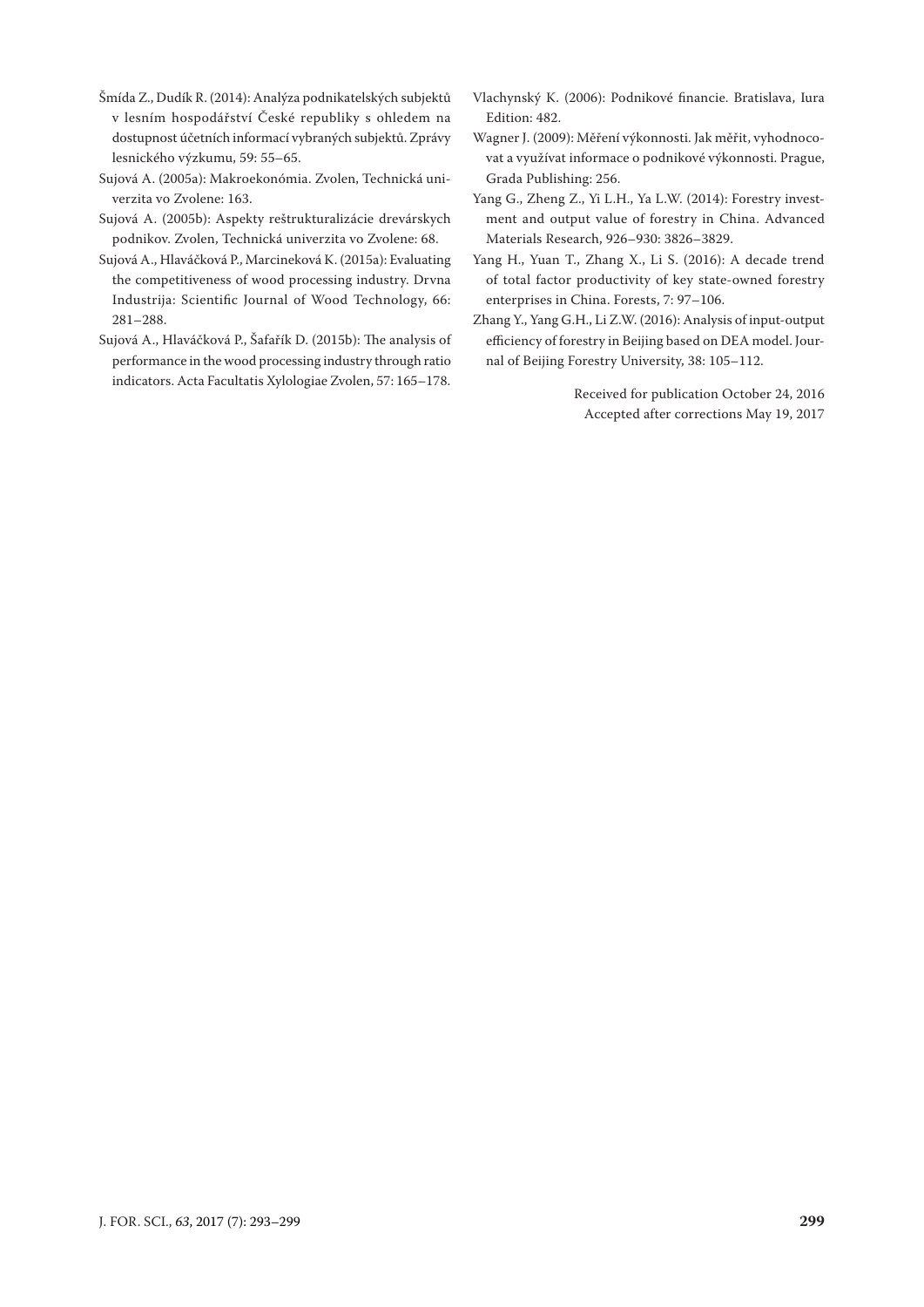Šmída Z., Dudík R. (2014): Analýza podnikatelských subjektů v lesním hospodářství České republiky s ohledem na dostupnost účetních informací vybraných subjektů. Zprávy lesnického výzkumu, 59: 55–65.

Sujová A. (2005a): Makroekonómia. Zvolen, Technická univerzita vo Zvolene: 163.

Sujová A. (2005b): Aspekty reštrukturalizácie drevárskych podnikov. Zvolen, Technická univerzita vo Zvolene: 68.

Sujová A., Hlaváčková P., Marcineková K. (2015a): Evaluating the competitiveness of wood processing industry. Drvna Industrija: Scientific Journal of Wood Technology, 66: 281–288.

Sujová A., Hlaváčková P., Šafařík D. (2015b): The analysis of performance in the wood processing industry through ratio indicators. Acta Facultatis Xylologiae Zvolen, 57: 165–178.

Vlachynský K. (2006): Podnikové financie. Bratislava, Iura Edition: 482.

Wagner J. (2009): Měření výkonnosti. Jak měřit, vyhodnocovat a využívat informace o podnikové výkonnosti. Prague, Grada Publishing: 256.

Yang G., Zheng Z., Yi L.H., Ya L.W. (2014): Forestry investment and output value of forestry in China. Advanced Materials Research, 926–930: 3826–3829.

Yang H., Yuan T., Zhang X., Li S. (2016): A decade trend of total factor productivity of key state-owned forestry enterprises in China. Forests, 7: 97–106.

Zhang Y., Yang G.H., Li Z.W. (2016): Analysis of input-output efficiency of forestry in Beijing based on DEA model. Journal of Beijing Forestry University, 38: 105–112.

Received for publication October 24, 2016
Accepted after corrections May 19, 2017